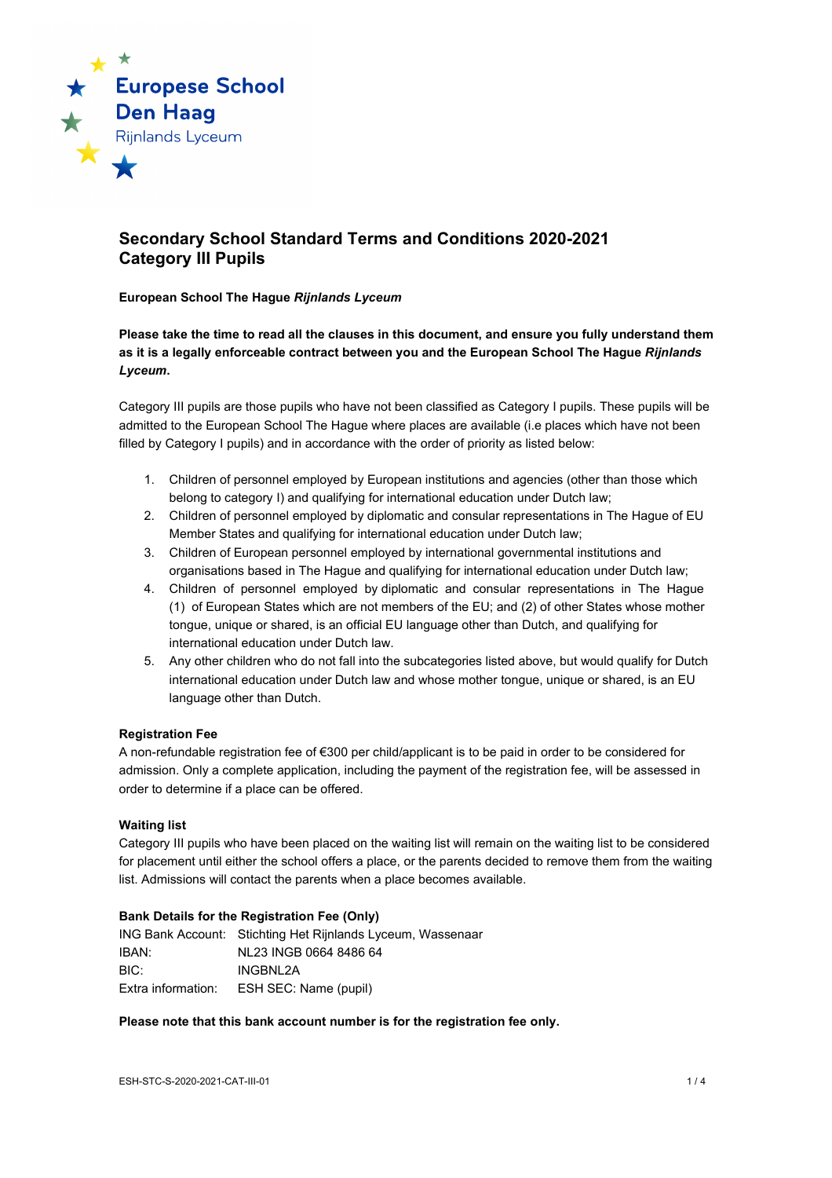Europese School Den Haag
Rijnlands Lyceum

# Secondary School Standard Terms and Conditions 2020-2021 Category III Pupils

**European School The Hague *Rijnlands Lyceum***

**Please take the time to read all the clauses in this document, and ensure you fully understand them as it is a legally enforceable contract between you and the European School The Hague *Rijnlands Lyceum*.**

Category III pupils are those pupils who have not been classified as Category I pupils. These pupils will be admitted to the European School The Hague where places are available (i.e places which have not been filled by Category I pupils) and in accordance with the order of priority as listed below:

1. Children of personnel employed by European institutions and agencies (other than those which belong to category I) and qualifying for international education under Dutch law;
2. Children of personnel employed by diplomatic and consular representations in The Hague of EU Member States and qualifying for international education under Dutch law;
3. Children of European personnel employed by international governmental institutions and organisations based in The Hague and qualifying for international education under Dutch law;
4. Children of personnel employed by diplomatic and consular representations in The Hague (1) of European States which are not members of the EU; and (2) of other States whose mother tongue, unique or shared, is an official EU language other than Dutch, and qualifying for international education under Dutch law.
5. Any other children who do not fall into the subcategories listed above, but would qualify for Dutch international education under Dutch law and whose mother tongue, unique or shared, is an EU language other than Dutch.

**Registration Fee**

A non-refundable registration fee of €300 per child/applicant is to be paid in order to be considered for admission. Only a complete application, including the payment of the registration fee, will be assessed in order to determine if a place can be offered.

**Waiting list**

Category III pupils who have been placed on the waiting list will remain on the waiting list to be considered for placement until either the school offers a place, or the parents decided to remove them from the waiting list. Admissions will contact the parents when a place becomes available.

**Bank Details for the Registration Fee (Only)**

| | |
|---|---|
| ING Bank Account: | Stichting Het Rijnlands Lyceum, Wassenaar |
| IBAN: | NL23 INGB 0664 8486 64 |
| BIC: | INGBNL2A |
| Extra information: | ESH SEC: Name (pupil) |

**Please note that this bank account number is for the registration fee only.**

ESH-STC-S-2020-2021-CAT-III-01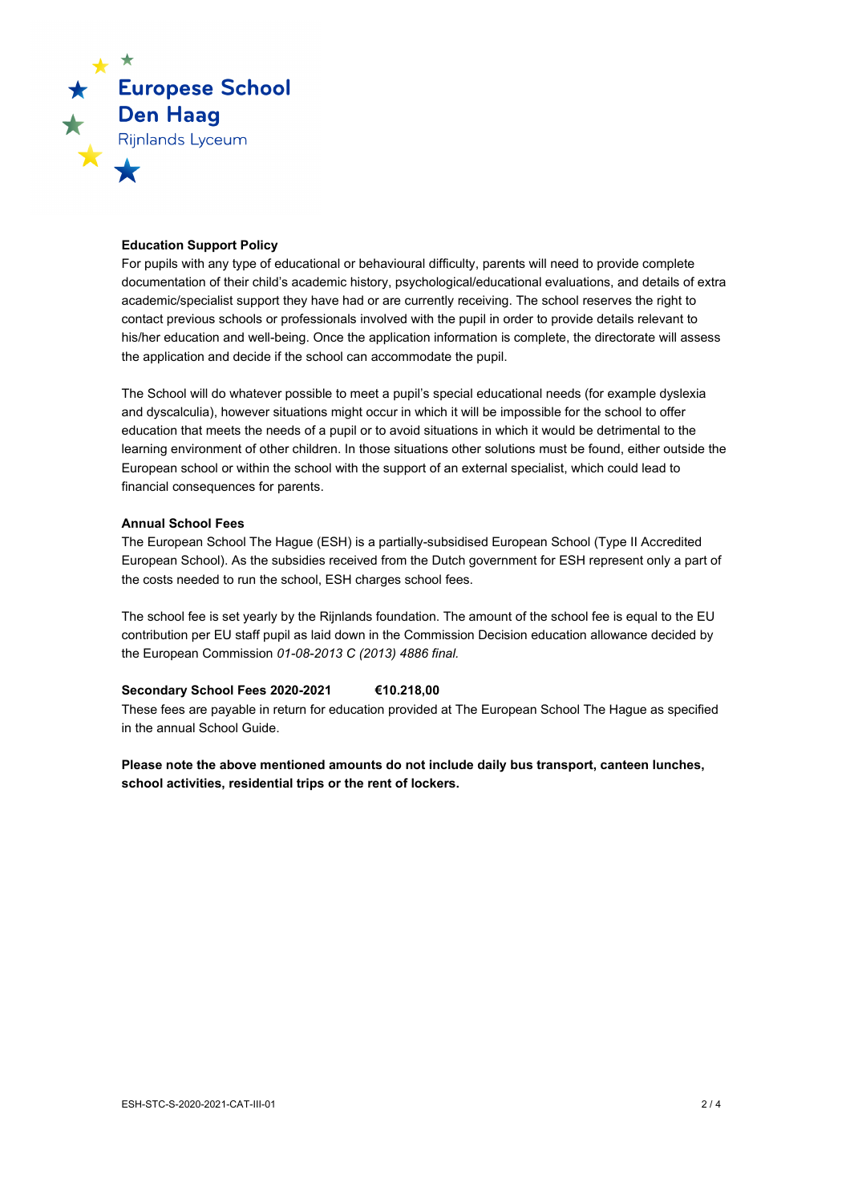**Education Support Policy**

For pupils with any type of educational or behavioural difficulty, parents will need to provide complete documentation of their child's academic history, psychological/educational evaluations, and details of extra academic/specialist support they have had or are currently receiving. The school reserves the right to contact previous schools or professionals involved with the pupil in order to provide details relevant to his/her education and well-being. Once the application information is complete, the directorate will assess the application and decide if the school can accommodate the pupil.

The School will do whatever possible to meet a pupil's special educational needs (for example dyslexia and dyscalculia), however situations might occur in which it will be impossible for the school to offer education that meets the needs of a pupil or to avoid situations in which it would be detrimental to the learning environment of other children. In those situations other solutions must be found, either outside the European school or within the school with the support of an external specialist, which could lead to financial consequences for parents.

**Annual School Fees**

The European School The Hague (ESH) is a partially-subsidised European School (Type II Accredited European School). As the subsidies received from the Dutch government for ESH represent only a part of the costs needed to run the school, ESH charges school fees.

The school fee is set yearly by the Rijnlands foundation. The amount of the school fee is equal to the EU contribution per EU staff pupil as laid down in the Commission Decision education allowance decided by the European Commission *01-08-2013 C (2013) 4886 final.*

**Secondary School Fees 2020-2021 €10.218,00**

These fees are payable in return for education provided at The European School The Hague as specified in the annual School Guide.

**Please note the above mentioned amounts do not include daily bus transport, canteen lunches, school activities, residential trips or the rent of lockers.**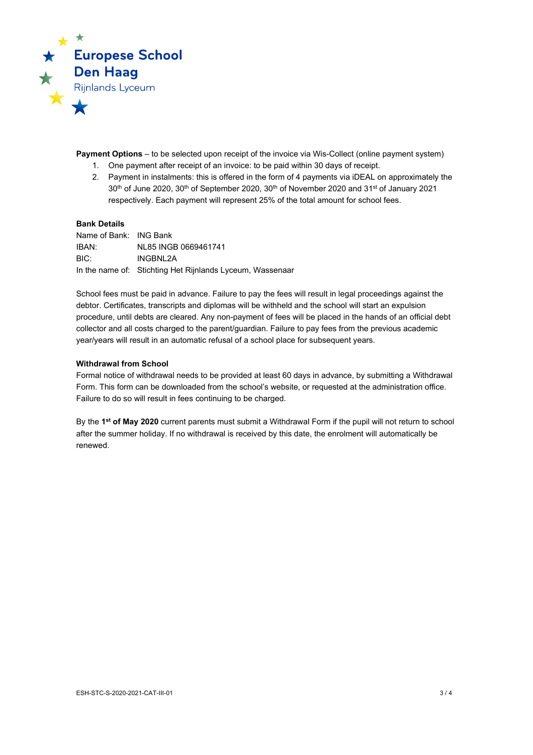**Payment Options** – to be selected upon receipt of the invoice via Wis-Collect (online payment system)

1. One payment after receipt of an invoice: to be paid within 30 days of receipt.
2. Payment in instalments: this is offered in the form of 4 payments via iDEAL on approximately the 30th of June 2020, 30th of September 2020, 30th of November 2020 and 31st of January 2021 respectively. Each payment will represent 25% of the total amount for school fees.

**Bank Details**

| | |
|---|---|
| Name of Bank: | ING Bank |
| IBAN: | NL85 INGB 0669461741 |
| BIC: | INGBNL2A |
| In the name of: | Stichting Het Rijnlands Lyceum, Wassenaar |

School fees must be paid in advance. Failure to pay the fees will result in legal proceedings against the debtor. Certificates, transcripts and diplomas will be withheld and the school will start an expulsion procedure, until debts are cleared. Any non-payment of fees will be placed in the hands of an official debt collector and all costs charged to the parent/guardian. Failure to pay fees from the previous academic year/years will result in an automatic refusal of a school place for subsequent years.

**Withdrawal from School**

Formal notice of withdrawal needs to be provided at least 60 days in advance, by submitting a Withdrawal Form. This form can be downloaded from the school's website, or requested at the administration office. Failure to do so will result in fees continuing to be charged.

By the **1st of May 2020** current parents must submit a Withdrawal Form if the pupil will not return to school after the summer holiday. If no withdrawal is received by this date, the enrolment will automatically be renewed.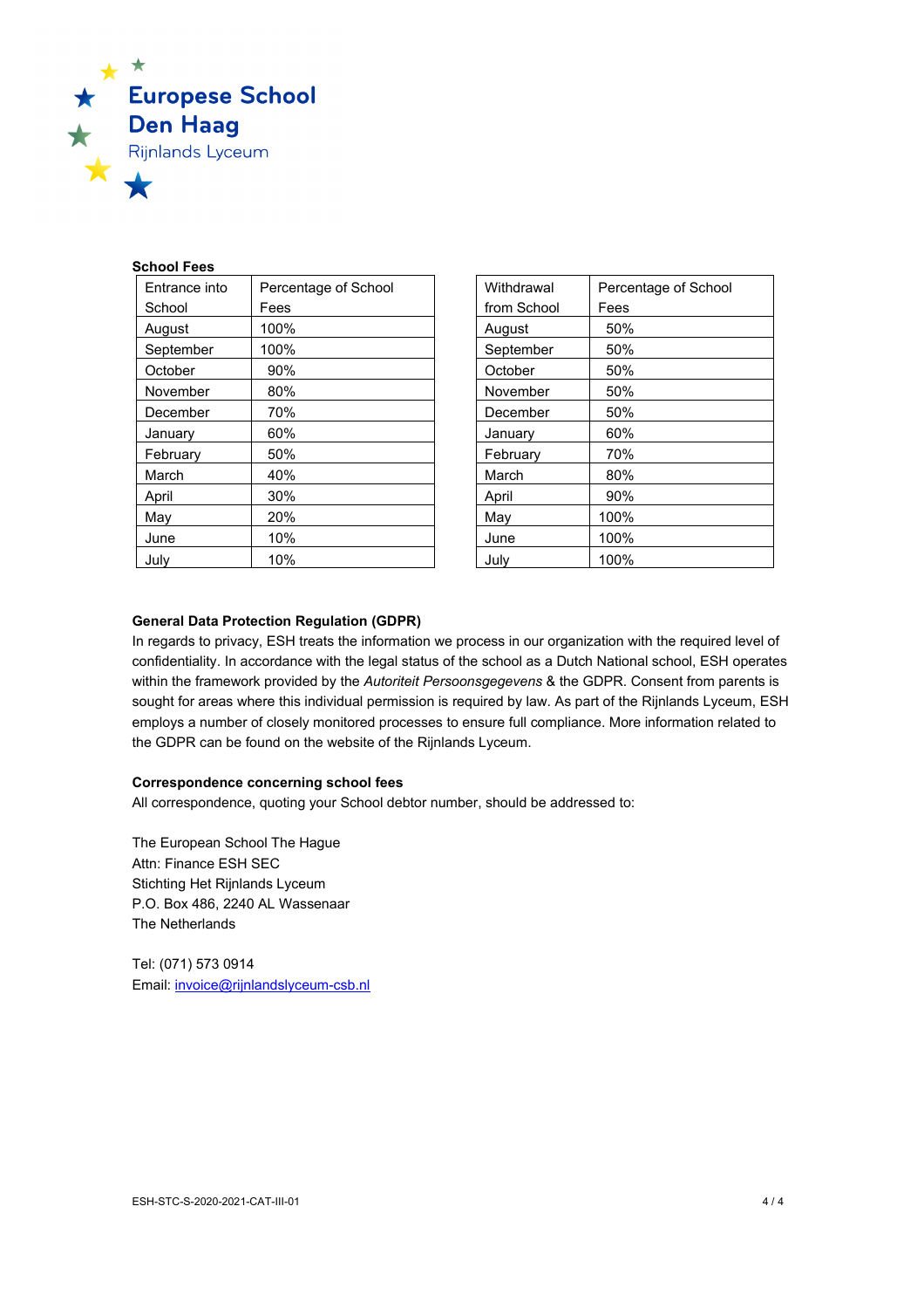Europese School Den Haag
Rijnlands Lyceum

**School Fees**

| Entrance into School | Percentage of School Fees |
|---|---|
| August | 100% |
| September | 100% |
| October | 90% |
| November | 80% |
| December | 70% |
| January | 60% |
| February | 50% |
| March | 40% |
| April | 30% |
| May | 20% |
| June | 10% |
| July | 10% |

| Withdrawal from School | Percentage of School Fees |
|---|---|
| August | 50% |
| September | 50% |
| October | 50% |
| November | 50% |
| December | 50% |
| January | 60% |
| February | 70% |
| March | 80% |
| April | 90% |
| May | 100% |
| June | 100% |
| July | 100% |

**General Data Protection Regulation (GDPR)**

In regards to privacy, ESH treats the information we process in our organization with the required level of confidentiality. In accordance with the legal status of the school as a Dutch National school, ESH operates within the framework provided by the *Autoriteit Persoonsgegevens* & the GDPR. Consent from parents is sought for areas where this individual permission is required by law. As part of the Rijnlands Lyceum, ESH employs a number of closely monitored processes to ensure full compliance. More information related to the GDPR can be found on the website of the Rijnlands Lyceum.

**Correspondence concerning school fees**

All correspondence, quoting your School debtor number, should be addressed to:

The European School The Hague
Attn: Finance ESH SEC
Stichting Het Rijnlands Lyceum
P.O. Box 486, 2240 AL Wassenaar
The Netherlands

Tel: (071) 573 0914
Email: invoice@rijnlandslyceum-csb.nl

ESH-STC-S-2020-2021-CAT-III-01